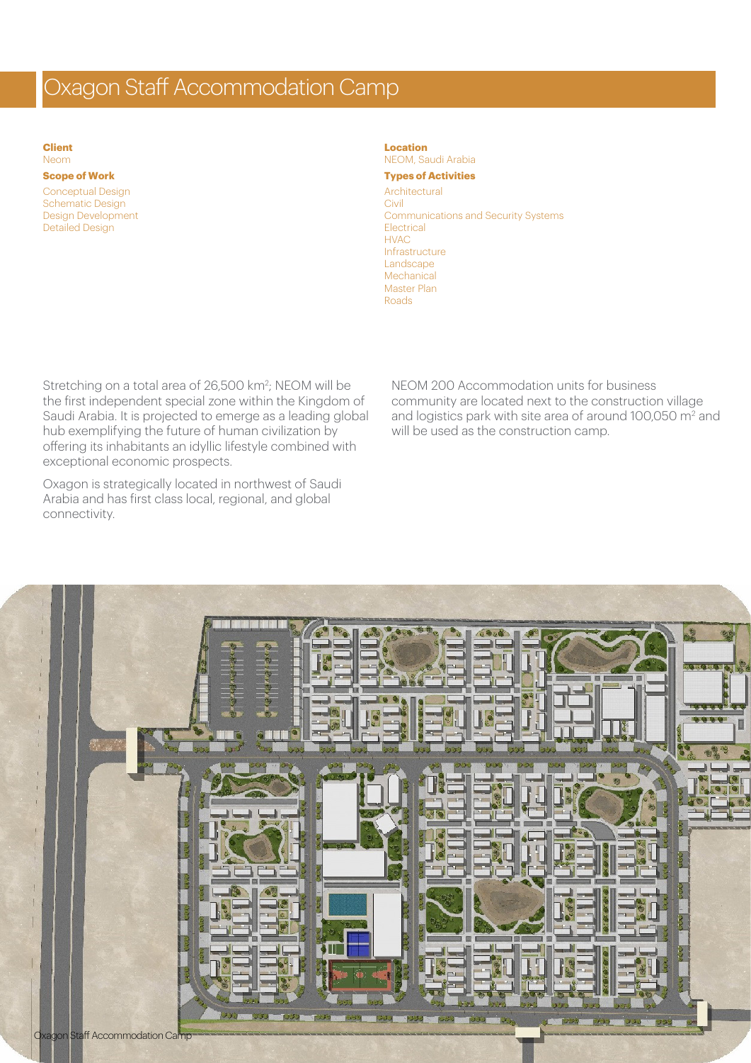# Oxagon Staff Accommodation Camp

**Client**
Neom

**Scope of Work**

- Conceptual Design
- Schematic Design
- Design Development
- Detailed Design

**Location**
NEOM, Saudi Arabia

**Types of Activities**

- Architectural
- Civil
- Communications and Security Systems
- Electrical
- HVAC
- Infrastructure
- Landscape
- Mechanical
- Master Plan
- Roads

Stretching on a total area of 26,500 km$^2$; NEOM will be the first independent special zone within the Kingdom of Saudi Arabia. It is projected to emerge as a leading global hub exemplifying the future of human civilization by offering its inhabitants an idyllic lifestyle combined with exceptional economic prospects.

Oxagon is strategically located in northwest of Saudi Arabia and has first class local, regional, and global connectivity.

NEOM 200 Accommodation units for business community are located next to the construction village and logistics park with site area of around 100,050 m$^2$ and will be used as the construction camp.

Oxagon Staff Accommodation Camp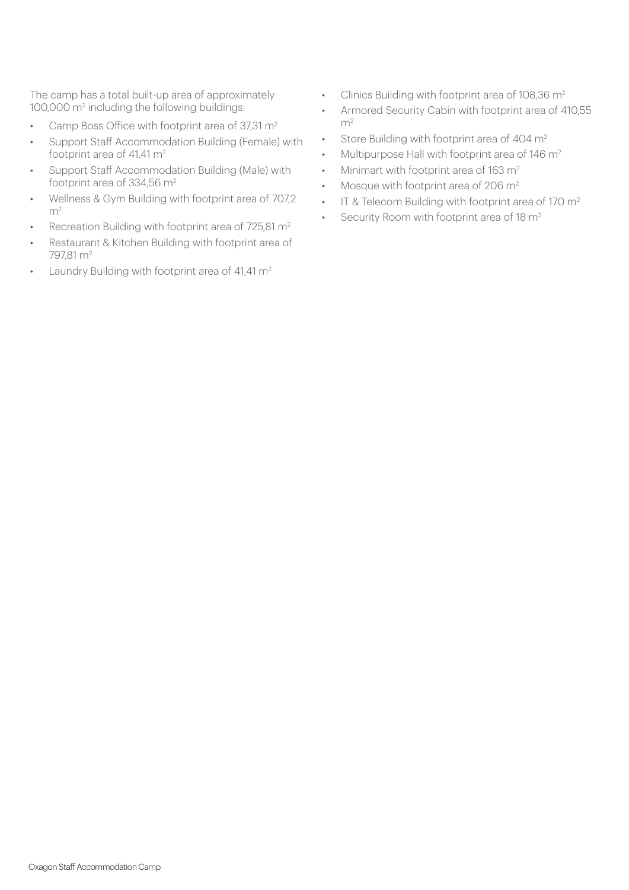The camp has a total built-up area of approximately 100,000 $m^2$ including the following buildings:

- Camp Boss Office with footprint area of 37,31 $m^2$
- Support Staff Accommodation Building (Female) with footprint area of 41,41 $m^2$
- Support Staff Accommodation Building (Male) with footprint area of 334,56 $m^2$
- Wellness & Gym Building with footprint area of 707,2 $m^2$
- Recreation Building with footprint area of 725,81 $m^2$
- Restaurant & Kitchen Building with footprint area of 797,81 $m^2$
- Laundry Building with footprint area of 41,41 $m^2$
- Clinics Building with footprint area of 108,36 $m^2$
- Armored Security Cabin with footprint area of 410,55 $m^2$
- Store Building with footprint area of 404 $m^2$
- Multipurpose Hall with footprint area of 146 $m^2$
- Minimart with footprint area of 163 $m^2$
- Mosque with footprint area of 206 $m^2$
- IT & Telecom Building with footprint area of 170 $m^2$
- Security Room with footprint area of 18 $m^2$